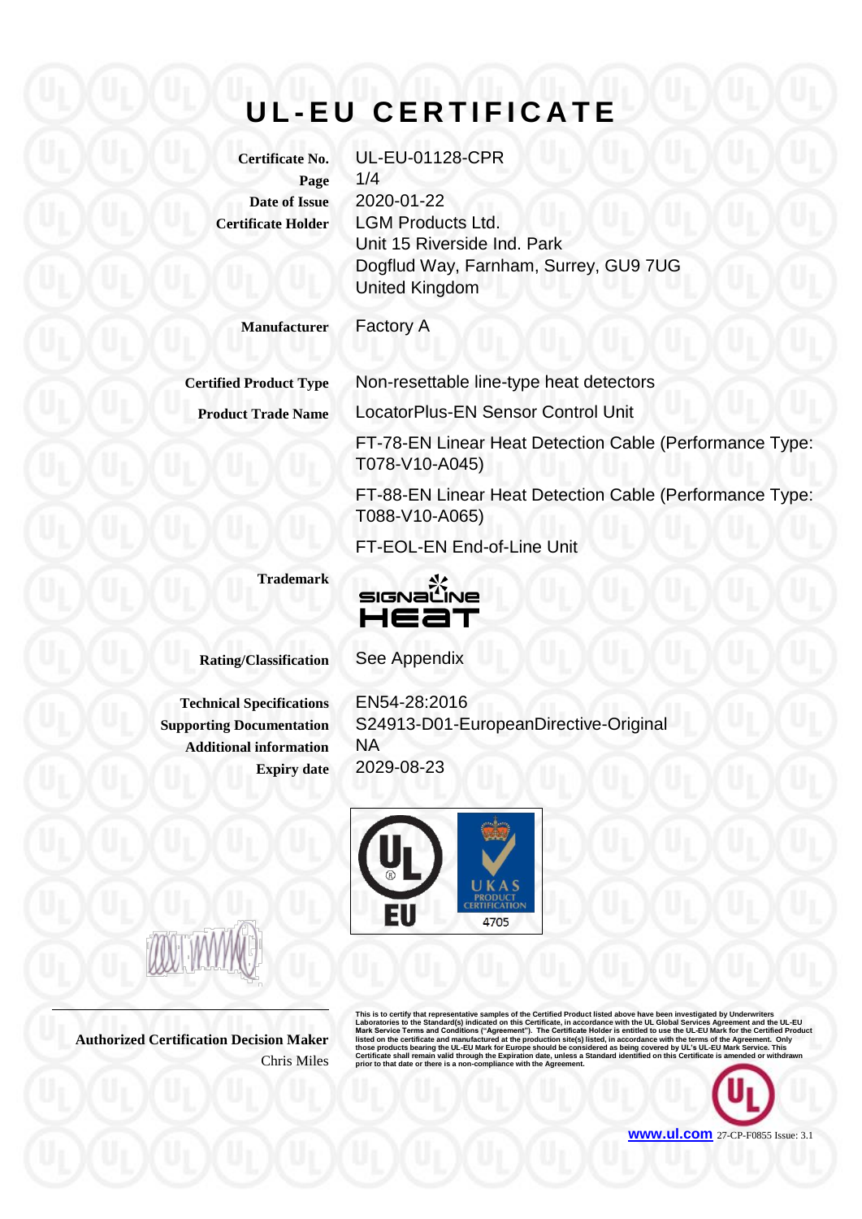# UL-EU CERTIFICATE

| | |
|---|---|
| **Certificate No.** | UL-EU-01128-CPR |
| **Page** | 1/4 |
| **Date of Issue** | 2020-01-22 |
| **Certificate Holder** | LGM Products Ltd.<br>Unit 15 Riverside Ind. Park<br>Dogflud Way, Farnham, Surrey, GU9 7UG<br>United Kingdom |
| **Manufacturer** | Factory A |
| **Certified Product Type** | Non-resettable line-type heat detectors |
| **Product Trade Name** | LocatorPlus-EN Sensor Control Unit<br>FT-78-EN Linear Heat Detection Cable (Performance Type: T078-V10-A045)<br>FT-88-EN Linear Heat Detection Cable (Performance Type: T088-V10-A065)<br>FT-EOL-EN End-of-Line Unit |
| **Trademark** | SIGNALINE HEAT |
| **Rating/Classification** | See Appendix |
| **Technical Specifications** | EN54-28:2016 |
| **Supporting Documentation** | S24913-D01-EuropeanDirective-Original |
| **Additional information** | NA |
| **Expiry date** | 2029-08-23 |

UL EU | UKAS PRODUCT CERTIFICATION 4705

**Authorized Certification Decision Maker**
Chris Miles

**This is to certify that representative samples of the Certified Product listed above have been investigated by Underwriters Laboratories to the Standard(s) indicated on this Certificate, in accordance with the UL Global Services Agreement and the UL-EU Mark Service Terms and Conditions ("Agreement"). The Certificate Holder is entitled to use the UL-EU Mark for the Certified Product listed on the certificate and manufactured at the production site(s) listed, in accordance with the terms of the Agreement. Only those products bearing the UL-EU Mark for Europe should be considered as being covered by UL's UL-EU Mark Service. This Certificate shall remain valid through the Expiration date, unless a Standard identified on this Certificate is amended or withdrawn prior to that date or there is a non-compliance with the Agreement.**

www.ul.com 27-CP-F0855 Issue: 3.1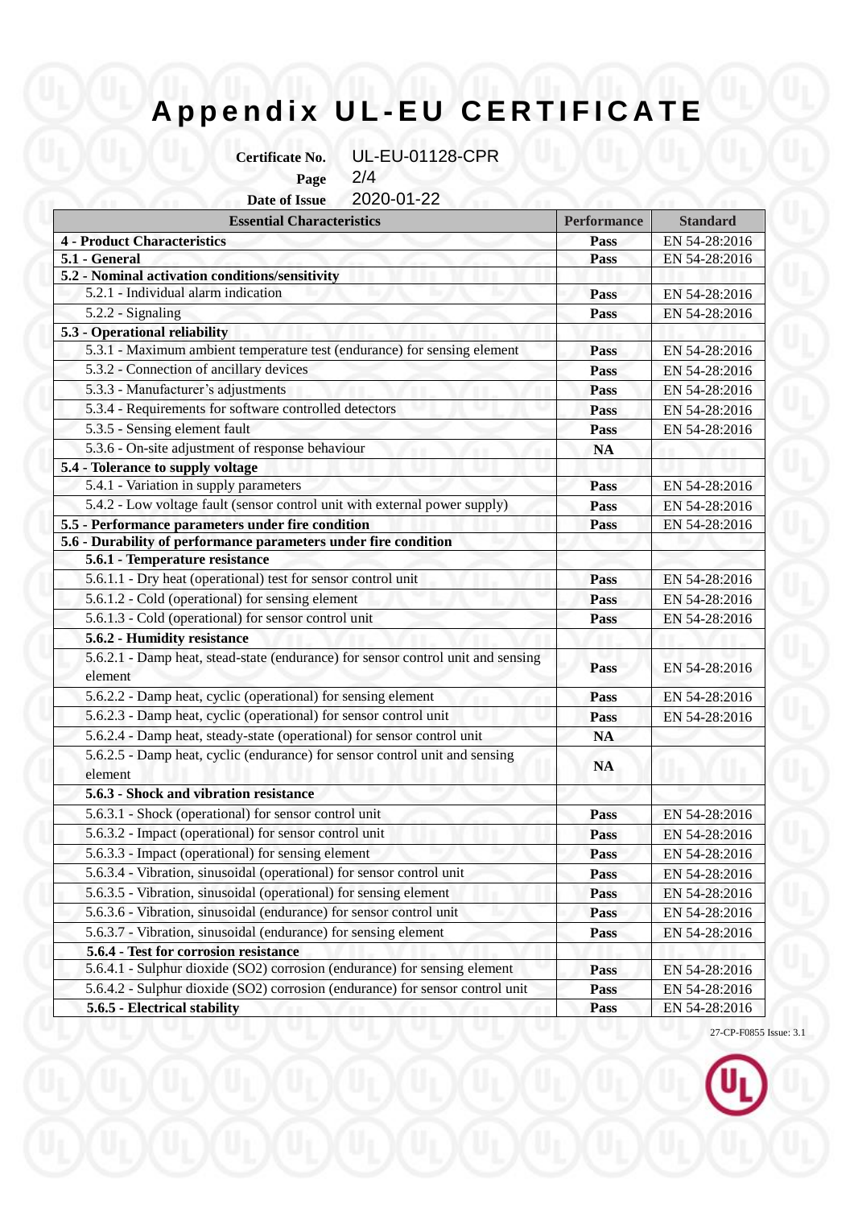# Appendix UL-EU CERTIFICATE

**Certificate No.** UL-EU-01128-CPR
**Page** 2/4
**Date of Issue** 2020-01-22

| Essential Characteristics | Performance | Standard |
|---|---|---|
| **4 - Product Characteristics** | **Pass** | EN 54-28:2016 |
| **5.1 - General** | **Pass** | EN 54-28:2016 |
| **5.2 - Nominal activation conditions/sensitivity** | | |
| 5.2.1 - Individual alarm indication | **Pass** | EN 54-28:2016 |
| 5.2.2 - Signaling | **Pass** | EN 54-28:2016 |
| **5.3 - Operational reliability** | | |
| 5.3.1 - Maximum ambient temperature test (endurance) for sensing element | **Pass** | EN 54-28:2016 |
| 5.3.2 - Connection of ancillary devices | **Pass** | EN 54-28:2016 |
| 5.3.3 - Manufacturer's adjustments | **Pass** | EN 54-28:2016 |
| 5.3.4 - Requirements for software controlled detectors | **Pass** | EN 54-28:2016 |
| 5.3.5 - Sensing element fault | **Pass** | EN 54-28:2016 |
| 5.3.6 - On-site adjustment of response behaviour | **NA** | |
| **5.4 - Tolerance to supply voltage** | | |
| 5.4.1 - Variation in supply parameters | **Pass** | EN 54-28:2016 |
| 5.4.2 - Low voltage fault (sensor control unit with external power supply) | **Pass** | EN 54-28:2016 |
| **5.5 - Performance parameters under fire condition** | **Pass** | EN 54-28:2016 |
| **5.6 - Durability of performance parameters under fire condition** | | |
| **5.6.1 - Temperature resistance** | | |
| 5.6.1.1 - Dry heat (operational) test for sensor control unit | **Pass** | EN 54-28:2016 |
| 5.6.1.2 - Cold (operational) for sensing element | **Pass** | EN 54-28:2016 |
| 5.6.1.3 - Cold (operational) for sensor control unit | **Pass** | EN 54-28:2016 |
| **5.6.2 - Humidity resistance** | | |
| 5.6.2.1 - Damp heat, stead-state (endurance) for sensor control unit and sensing element | **Pass** | EN 54-28:2016 |
| 5.6.2.2 - Damp heat, cyclic (operational) for sensing element | **Pass** | EN 54-28:2016 |
| 5.6.2.3 - Damp heat, cyclic (operational) for sensor control unit | **Pass** | EN 54-28:2016 |
| 5.6.2.4 - Damp heat, steady-state (operational) for sensor control unit | **NA** | |
| 5.6.2.5 - Damp heat, cyclic (endurance) for sensor control unit and sensing element | **NA** | |
| **5.6.3 - Shock and vibration resistance** | | |
| 5.6.3.1 - Shock (operational) for sensor control unit | **Pass** | EN 54-28:2016 |
| 5.6.3.2 - Impact (operational) for sensor control unit | **Pass** | EN 54-28:2016 |
| 5.6.3.3 - Impact (operational) for sensing element | **Pass** | EN 54-28:2016 |
| 5.6.3.4 - Vibration, sinusoidal (operational) for sensor control unit | **Pass** | EN 54-28:2016 |
| 5.6.3.5 - Vibration, sinusoidal (operational) for sensing element | **Pass** | EN 54-28:2016 |
| 5.6.3.6 - Vibration, sinusoidal (endurance) for sensor control unit | **Pass** | EN 54-28:2016 |
| 5.6.3.7 - Vibration, sinusoidal (endurance) for sensing element | **Pass** | EN 54-28:2016 |
| **5.6.4 - Test for corrosion resistance** | | |
| 5.6.4.1 - Sulphur dioxide ($SO_2$) corrosion (endurance) for sensing element | **Pass** | EN 54-28:2016 |
| 5.6.4.2 - Sulphur dioxide ($SO_2$) corrosion (endurance) for sensor control unit | **Pass** | EN 54-28:2016 |
| **5.6.5 - Electrical stability** | **Pass** | EN 54-28:2016 |

27-CP-F0855 Issue: 3.1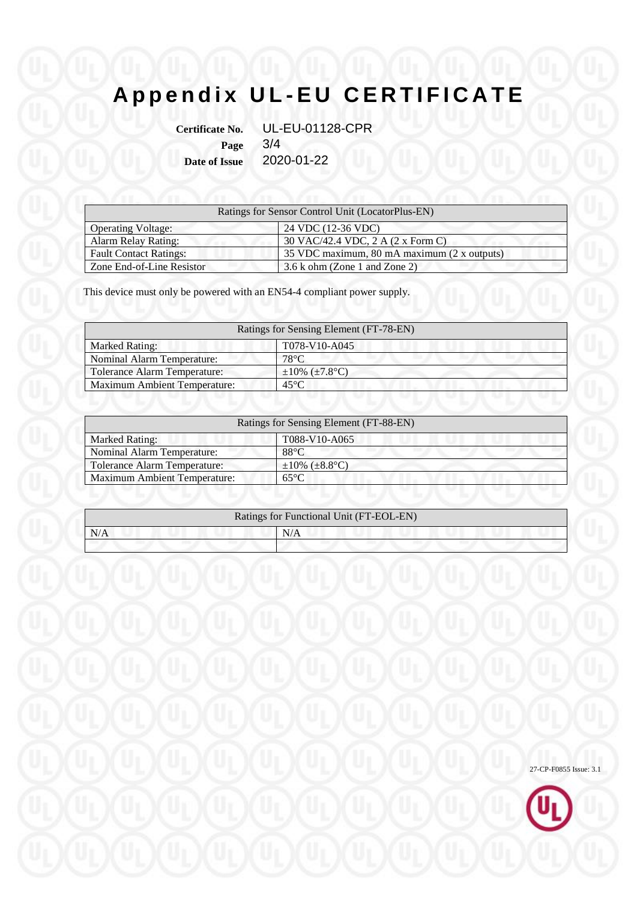# Appendix UL-EU CERTIFICATE

**Certificate No.** UL-EU-01128-CPR
**Page** 3/4
**Date of Issue** 2020-01-22

| Ratings for Sensor Control Unit (LocatorPlus-EN) | |
|---|---|
| Operating Voltage: | 24 VDC (12-36 VDC) |
| Alarm Relay Rating: | 30 VAC/42.4 VDC, 2 A (2 x Form C) |
| Fault Contact Ratings: | 35 VDC maximum, 80 mA maximum (2 x outputs) |
| Zone End-of-Line Resistor | 3.6 k ohm (Zone 1 and Zone 2) |

This device must only be powered with an EN54-4 compliant power supply.

| Ratings for Sensing Element (FT-78-EN) | |
|---|---|
| Marked Rating: | T078-V10-A045 |
| Nominal Alarm Temperature: | 78°C |
| Tolerance Alarm Temperature: | ±10% (±7.8°C) |
| Maximum Ambient Temperature: | 45°C |

| Ratings for Sensing Element (FT-88-EN) | |
|---|---|
| Marked Rating: | T088-V10-A065 |
| Nominal Alarm Temperature: | 88°C |
| Tolerance Alarm Temperature: | ±10% (±8.8°C) |
| Maximum Ambient Temperature: | 65°C |

| Ratings for Functional Unit (FT-EOL-EN) | |
|---|---|
| N/A | N/A |
| | |

27-CP-F0855 Issue: 3.1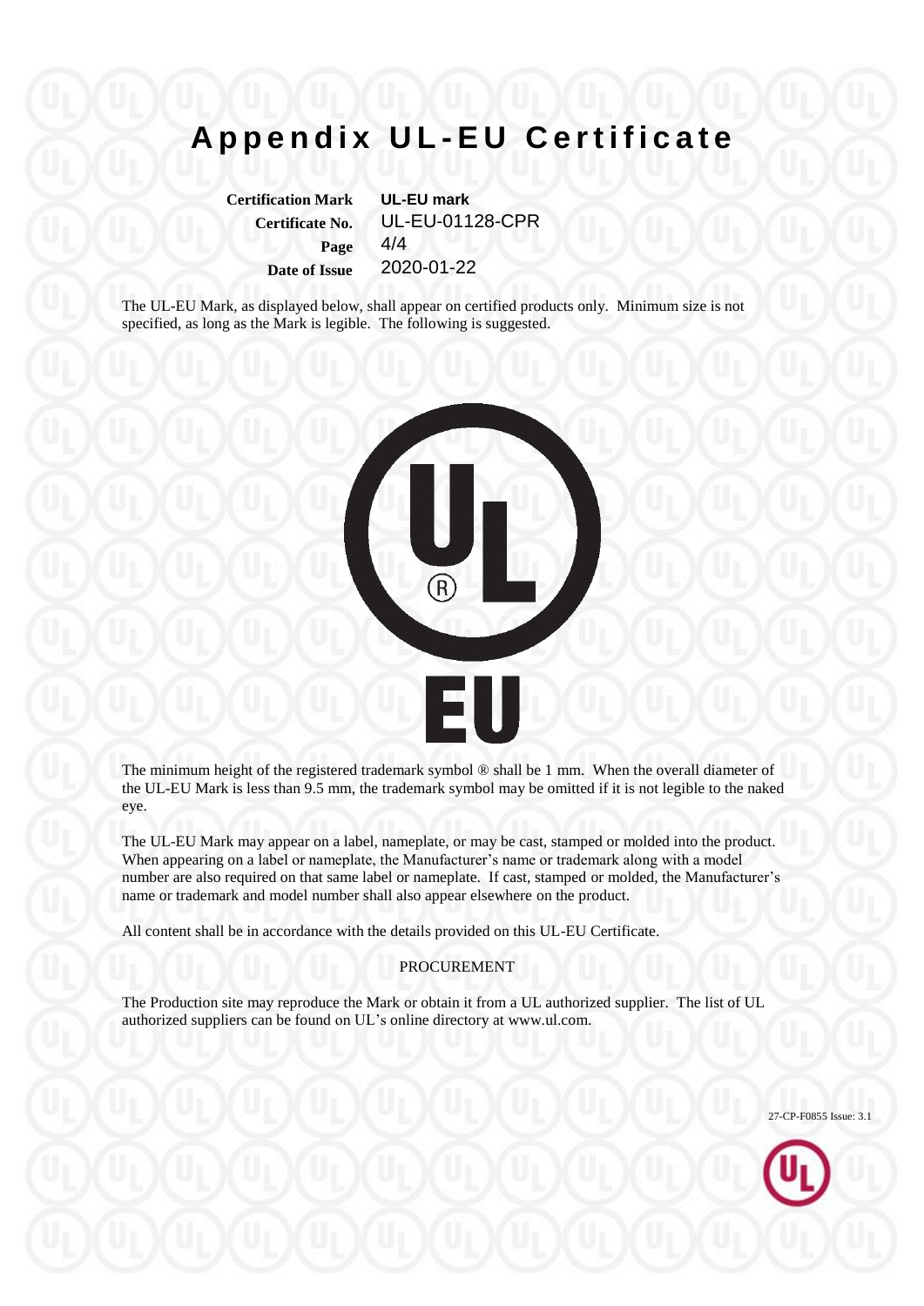# Appendix UL-EU Certificate

**Certification Mark** **UL-EU mark**
**Certificate No.** UL-EU-01128-CPR
**Page** 4/4
**Date of Issue** 2020-01-22

The UL-EU Mark, as displayed below, shall appear on certified products only. Minimum size is not specified, as long as the Mark is legible. The following is suggested.

The minimum height of the registered trademark symbol ® shall be 1 mm. When the overall diameter of the UL-EU Mark is less than 9.5 mm, the trademark symbol may be omitted if it is not legible to the naked eye.

The UL-EU Mark may appear on a label, nameplate, or may be cast, stamped or molded into the product. When appearing on a label or nameplate, the Manufacturer's name or trademark along with a model number are also required on that same label or nameplate. If cast, stamped or molded, the Manufacturer's name or trademark and model number shall also appear elsewhere on the product.

All content shall be in accordance with the details provided on this UL-EU Certificate.

PROCUREMENT

The Production site may reproduce the Mark or obtain it from a UL authorized supplier. The list of UL authorized suppliers can be found on UL's online directory at www.ul.com.

27-CP-F0855 Issue: 3.1